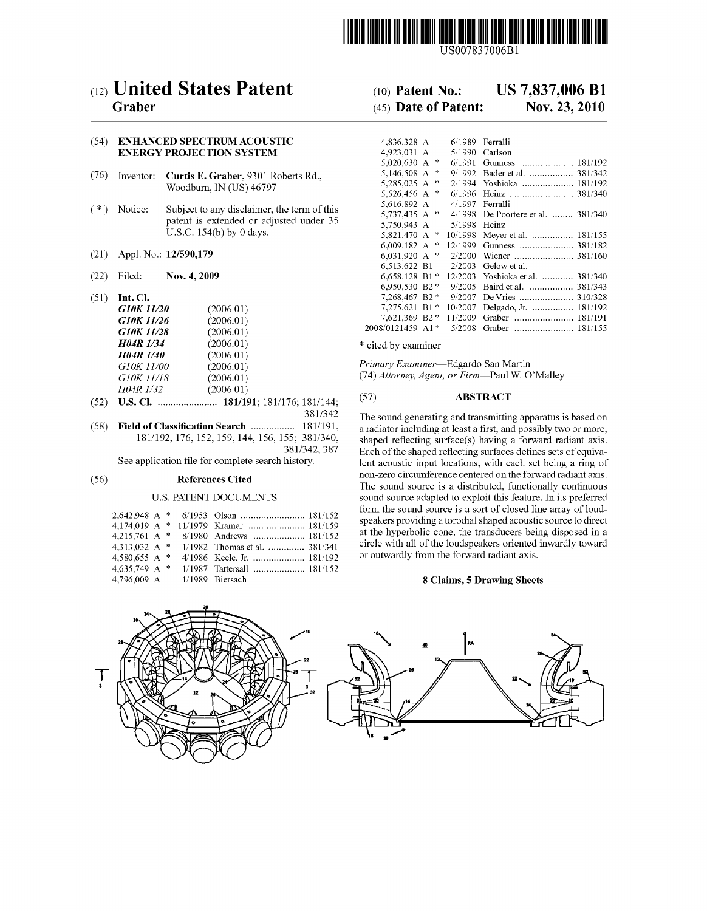US007837006B1

# (12) United States Patent
**Graber**

(10) **Patent No.: US 7,837,006 B1**

(45) **Date of Patent: Nov. 23, 2010**

(54) **ENHANCED SPECTRUM ACOUSTIC ENERGY PROJECTION SYSTEM**

(76) Inventor: **Curtis E. Graber**, 9301 Roberts Rd., Woodburn, IN (US) 46797

( * ) Notice: Subject to any disclaimer, the term of this patent is extended or adjusted under 35 U.S.C. 154(b) by 0 days.

(21) Appl. No.: **12/590,179**

(22) Filed: **Nov. 4, 2009**

(51) **Int. Cl.**

| | |
|---|---|
| ***G10K 11/20*** | (2006.01) |
| ***G10K 11/26*** | (2006.01) |
| ***G10K 11/28*** | (2006.01) |
| ***H04R 1/34*** | (2006.01) |
| ***H04R 1/40*** | (2006.01) |
| *G10K 11/00* | (2006.01) |
| *G10K 11/18* | (2006.01) |
| *H04R 1/32* | (2006.01) |

(52) **U.S. Cl.** ....................... **181/191**; 181/176; 181/144; 381/342

(58) **Field of Classification Search** ................. 181/191, 181/192, 176, 152, 159, 144, 156, 155; 381/340, 381/342, 387

See application file for complete search history.

(56) **References Cited**

U.S. PATENT DOCUMENTS

| | | | |
|---|---|---|---|
| 2,642,948 A * | 6/1953 | Olson | 181/152 |
| 4,174,019 A * | 11/1979 | Kramer | 181/159 |
| 4,215,761 A * | 8/1980 | Andrews | 181/152 |
| 4,313,032 A * | 1/1982 | Thomas et al. | 381/341 |
| 4,580,655 A * | 4/1986 | Keele, Jr. | 181/192 |
| 4,635,749 A * | 1/1987 | Tattersall | 181/152 |
| 4,796,009 A | 1/1989 | Biersach | |
| 4,836,328 A | 6/1989 | Ferralli | |
| 4,923,031 A | 5/1990 | Carlson | |
| 5,020,630 A * | 6/1991 | Gunness | 181/192 |
| 5,146,508 A * | 9/1992 | Bader et al. | 381/342 |
| 5,285,025 A * | 2/1994 | Yoshioka | 181/192 |
| 5,526,456 A * | 6/1996 | Heinz | 381/340 |
| 5,616,892 A | 4/1997 | Ferralli | |
| 5,737,435 A * | 4/1998 | De Poortere et al. | 381/340 |
| 5,750,943 A | 5/1998 | Heinz | |
| 5,821,470 A * | 10/1998 | Meyer et al. | 181/155 |
| 6,009,182 A * | 12/1999 | Gunness | 381/182 |
| 6,031,920 A * | 2/2000 | Wiener | 381/160 |
| 6,513,622 B1 | 2/2003 | Gelow et al. | |
| 6,658,128 B1 * | 12/2003 | Yoshioka et al. | 381/340 |
| 6,950,530 B2 * | 9/2005 | Baird et al. | 381/343 |
| 7,268,467 B2 * | 9/2007 | De Vries | 310/328 |
| 7,275,621 B1 * | 10/2007 | Delgado, Jr. | 181/192 |
| 7,621,369 B2 * | 11/2009 | Graber | 181/191 |
| 2008/0121459 A1 * | 5/2008 | Graber | 181/155 |

\* cited by examiner

*Primary Examiner*—Edgardo San Martin

(74) *Attorney, Agent, or Firm*—Paul W. O'Malley

(57) **ABSTRACT**

The sound generating and transmitting apparatus is based on a radiator including at least a first, and possibly two or more, shaped reflecting surface(s) having a forward radiant axis. Each of the shaped reflecting surfaces defines sets of equivalent acoustic input locations, with each set being a ring of non-zero circumference centered on the forward radiant axis. The sound source is a distributed, functionally continuous sound source adapted to exploit this feature. In its preferred form the sound source is a sort of closed line array of loudspeakers providing a torodial shaped acoustic source to direct at the hyperbolic cone, the transducers being disposed in a circle with all of the loudspeakers oriented inwardly toward or outwardly from the forward radiant axis.

**8 Claims, 5 Drawing Sheets**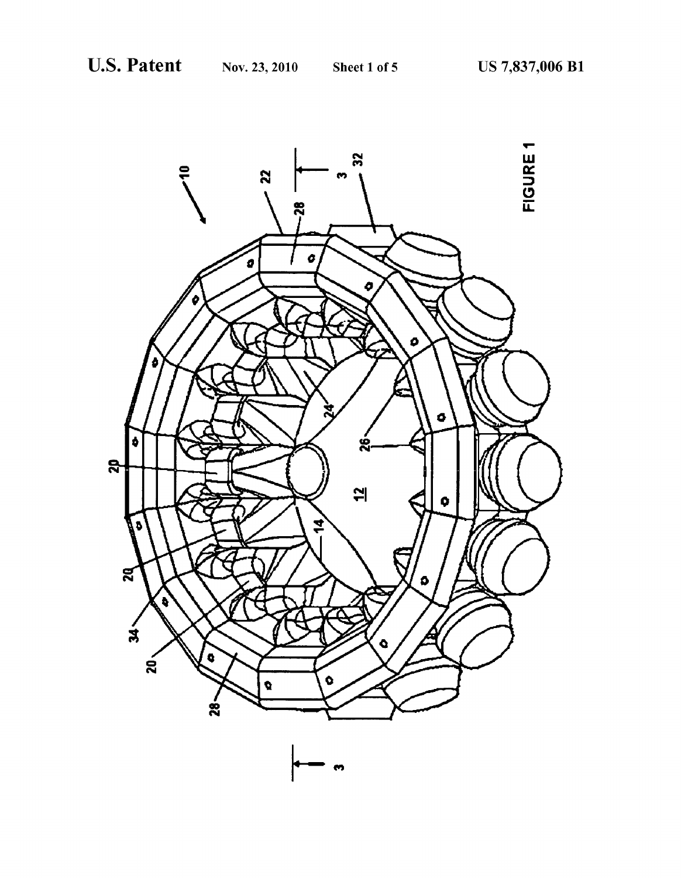FIGURE 1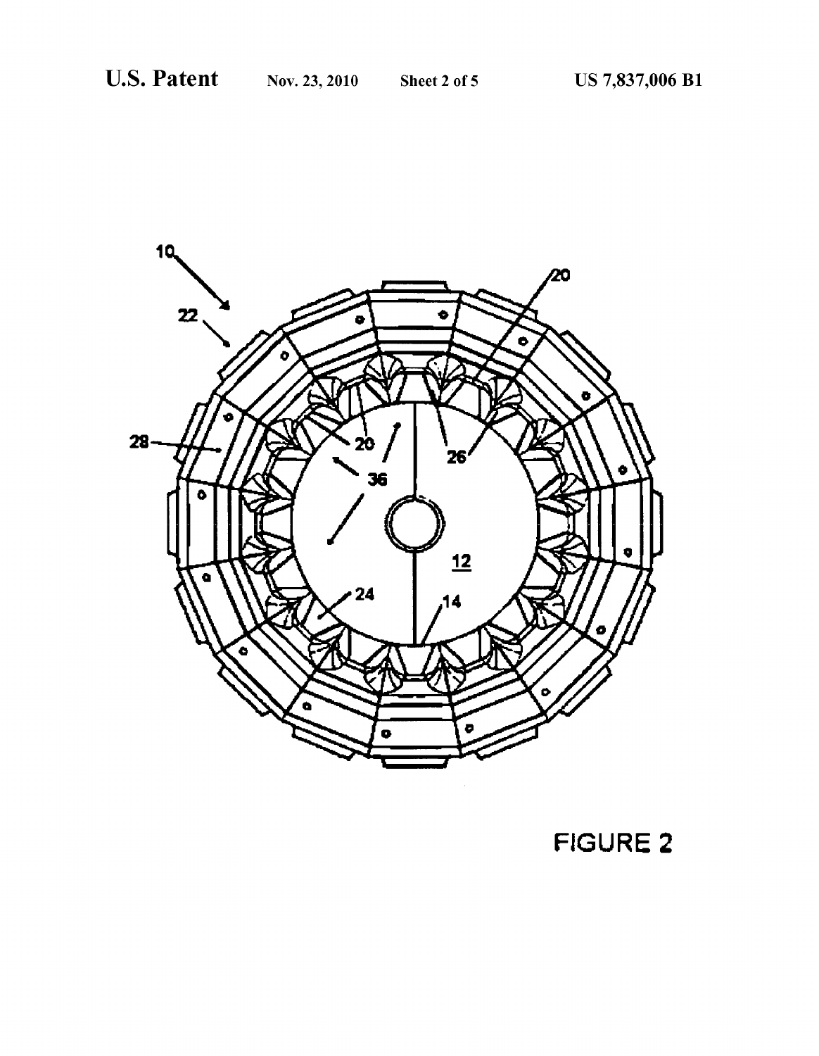FIGURE 2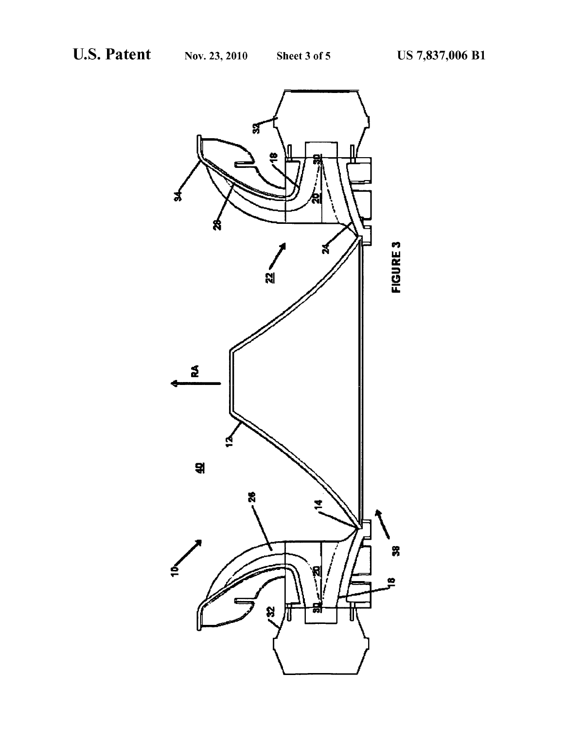FIGURE 3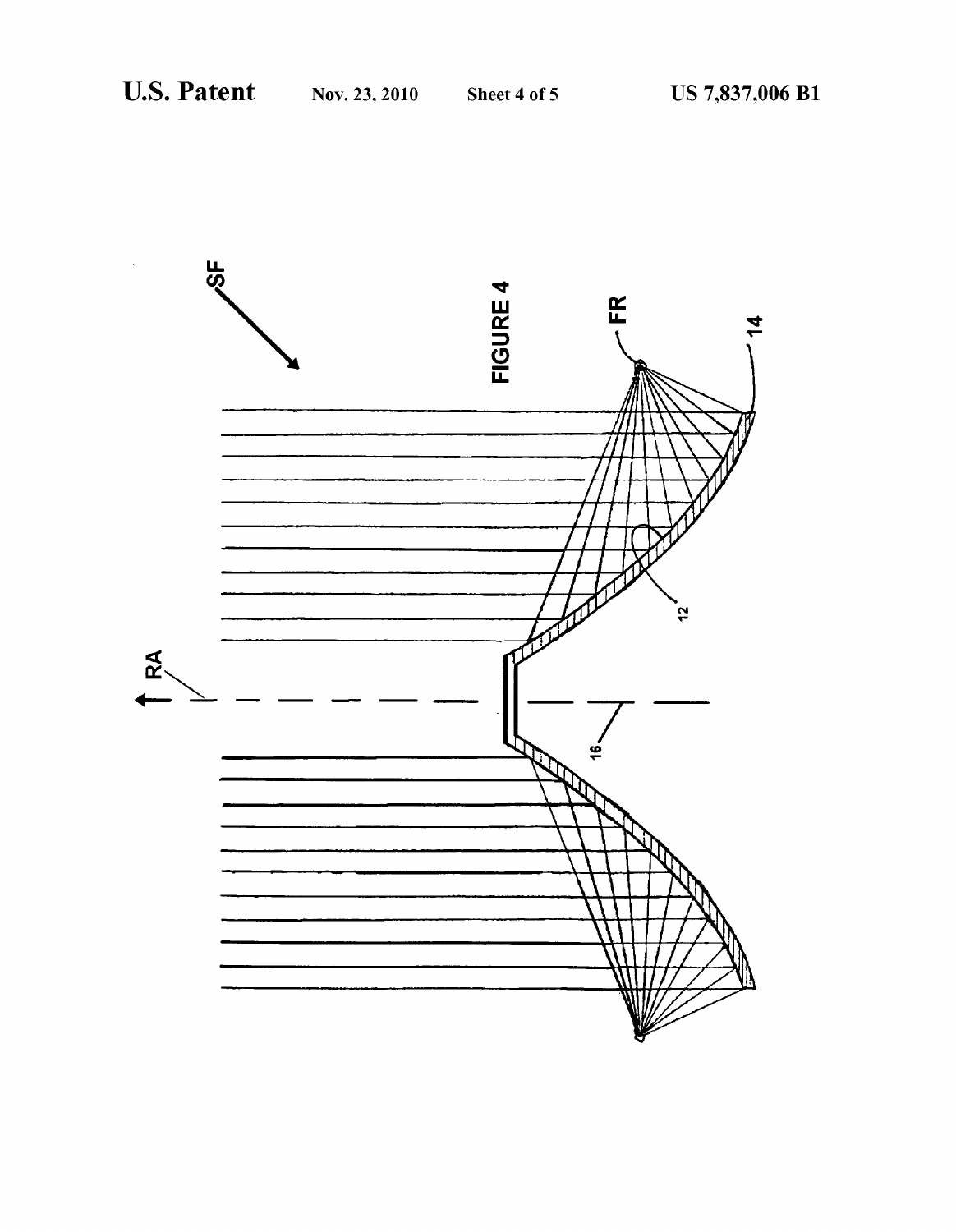FIGURE 4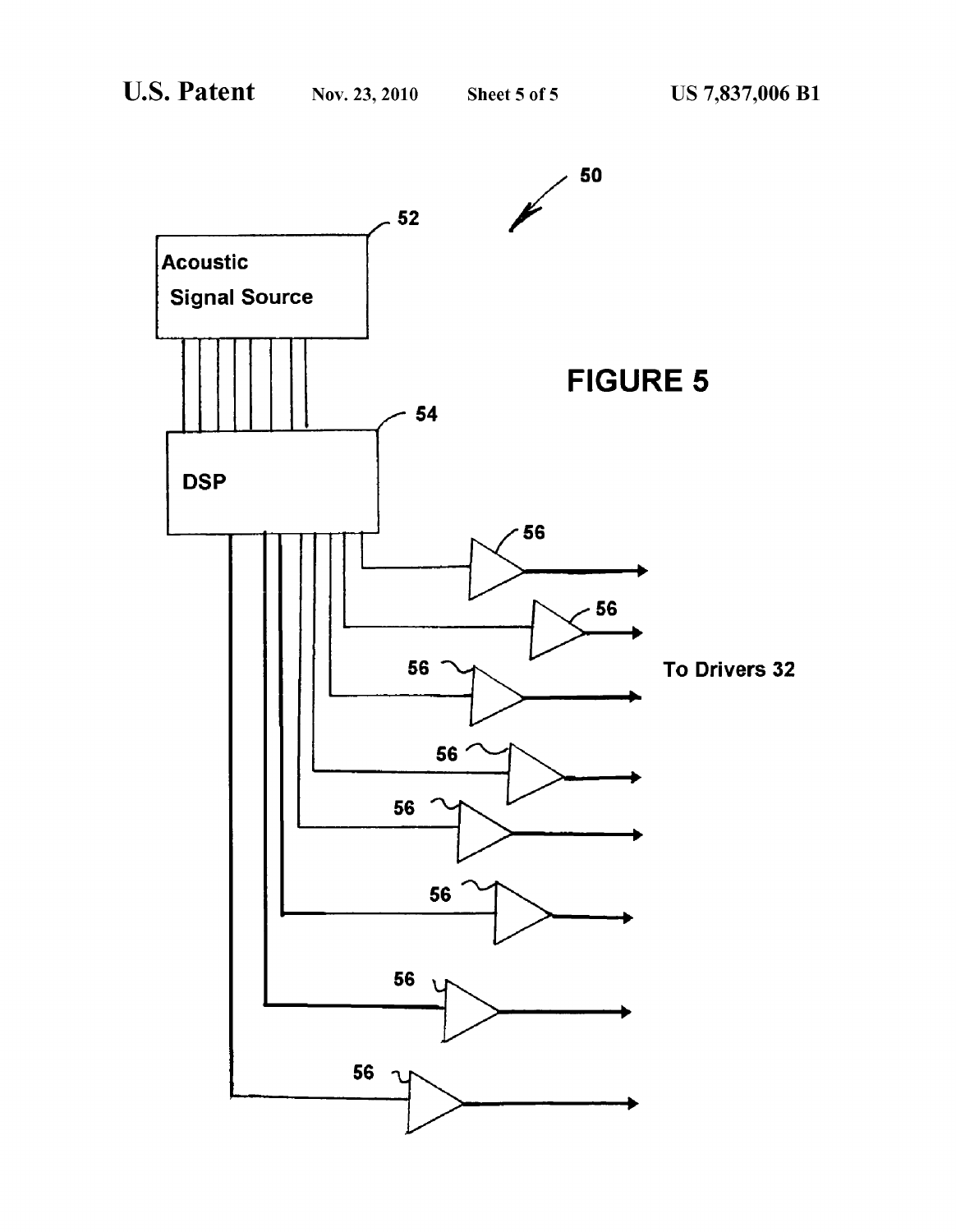FIGURE 5

50

52

Acoustic Signal Source

54

DSP

56

To Drivers 32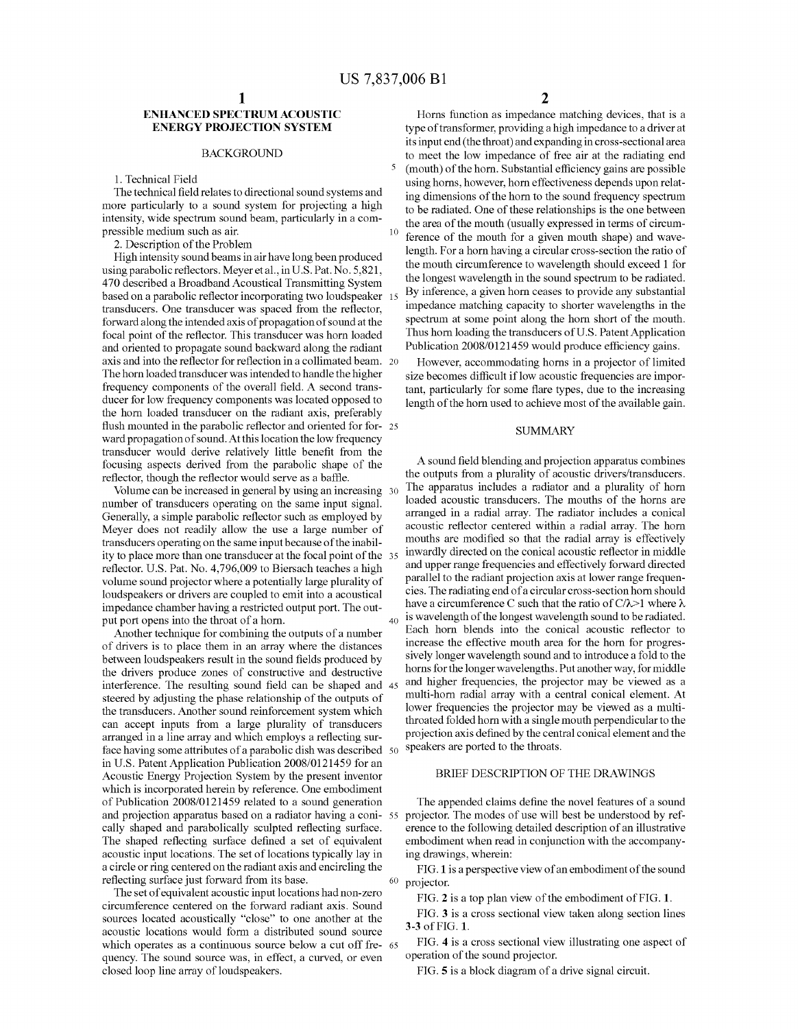# ENHANCED SPECTRUM ACOUSTIC ENERGY PROJECTION SYSTEM

## BACKGROUND

1. Technical Field

The technical field relates to directional sound systems and more particularly to a sound system for projecting a high intensity, wide spectrum sound beam, particularly in a compressible medium such as air.

2. Description of the Problem

High intensity sound beams in air have long been produced using parabolic reflectors. Meyer et al., in U.S. Pat. No. 5,821,470 described a Broadband Acoustical Transmitting System based on a parabolic reflector incorporating two loudspeaker transducers. One transducer was spaced from the reflector, forward along the intended axis of propagation of sound at the focal point of the reflector. This transducer was horn loaded and oriented to propagate sound backward along the radiant axis and into the reflector for reflection in a collimated beam. The horn loaded transducer was intended to handle the higher frequency components of the overall field. A second transducer for low frequency components was located opposed to the horn loaded transducer on the radiant axis, preferably flush mounted in the parabolic reflector and oriented for forward propagation of sound. At this location the low frequency transducer would derive relatively little benefit from the focusing aspects derived from the parabolic shape of the reflector, though the reflector would serve as a baffle.

Volume can be increased in general by using an increasing number of transducers operating on the same input signal. Generally, a simple parabolic reflector such as employed by Meyer does not readily allow the use a large number of transducers operating on the same input signal because of the inability to place more than one transducer at the focal point of the reflector. U.S. Pat. No. 4,796,009 to Biersach teaches a high volume sound projector where a potentially large plurality of loudspeakers or drivers are coupled to emit into a acoustical impedance chamber having a restricted output port. The output port opens into the throat of a horn.

Another technique for combining the outputs of a number of drivers is to place them in an array where the distances between loudspeakers result in the sound fields produced by the drivers produce zones of constructive and destructive interference. The resulting sound field can be shaped and steered by adjusting the phase relationship of the outputs of the transducers. Another sound reinforcement system which can accept inputs from a large plurality of transducers arranged in a line array and which employs a reflecting surface having some attributes of a parabolic dish was described in U.S. Patent Application Publication 2008/0121459 for an Acoustic Energy Projection System by the present inventor which is incorporated herein by reference. One embodiment of Publication 2008/0121459 related to a sound generation and projection apparatus based on a radiator having a conically shaped and parabolically sculpted reflecting surface. The shaped reflecting surface defined a set of equivalent acoustic input locations. The set of locations typically lay in a circle or ring centered on the radiant axis and encircling the reflecting surface just forward from its base.

The set of equivalent acoustic input locations had non-zero circumference centered on the forward radiant axis. Sound sources located acoustically "close" to one another at the acoustic locations would form a distributed sound source which operates as a continuous source below a cut off frequency. The sound source was, in effect, a curved, or even closed loop line array of loudspeakers.

Horns function as impedance matching devices, that is a type of transformer, providing a high impedance to a driver at its input end (the throat) and expanding in cross-sectional area to meet the low impedance of free air at the radiating end (mouth) of the horn. Substantial efficiency gains are possible using horns, however, horn effectiveness depends upon relating dimensions of the horn to the sound frequency spectrum to be radiated. One of these relationships is the one between the area of the mouth (usually expressed in terms of circumference of the mouth for a given mouth shape) and wavelength. For a horn having a circular cross-section the ratio of the mouth circumference to wavelength should exceed 1 for the longest wavelength in the sound spectrum to be radiated. By inference, a given horn ceases to provide any substantial impedance matching capacity to shorter wavelengths in the spectrum at some point along the horn short of the mouth. Thus horn loading the transducers of U.S. Patent Application Publication 2008/0121459 would produce efficiency gains.

However, accommodating horns in a projector of limited size becomes difficult if low acoustic frequencies are important, particularly for some flare types, due to the increasing length of the horn used to achieve most of the available gain.

## SUMMARY

A sound field blending and projection apparatus combines the outputs from a plurality of acoustic drivers/transducers. The apparatus includes a radiator and a plurality of horn loaded acoustic transducers. The mouths of the horns are arranged in a radial array. The radiator includes a conical acoustic reflector centered within a radial array. The horn mouths are modified so that the radial array is effectively inwardly directed on the conical acoustic reflector in middle and upper range frequencies and effectively forward directed parallel to the radiant projection axis at lower range frequencies. The radiating end of a circular cross-section horn should have a circumference C such that the ratio of $C/\lambda>1$ where $\lambda$ is wavelength of the longest wavelength sound to be radiated. Each horn blends into the conical acoustic reflector to increase the effective mouth area for the horn for progressively longer wavelength sound and to introduce a fold to the horns for the longer wavelengths. Put another way, for middle and higher frequencies, the projector may be viewed as a multi-horn radial array with a central conical element. At lower frequencies the projector may be viewed as a multi-throated folded horn with a single mouth perpendicular to the projection axis defined by the central conical element and the speakers are ported to the throats.

## BRIEF DESCRIPTION OF THE DRAWINGS

The appended claims define the novel features of a sound projector. The modes of use will best be understood by reference to the following detailed description of an illustrative embodiment when read in conjunction with the accompanying drawings, wherein:

FIG. 1 is a perspective view of an embodiment of the sound projector.

FIG. 2 is a top plan view of the embodiment of FIG. 1.

FIG. 3 is a cross sectional view taken along section lines 3-3 of FIG. 1.

FIG. 4 is a cross sectional view illustrating one aspect of operation of the sound projector.

FIG. 5 is a block diagram of a drive signal circuit.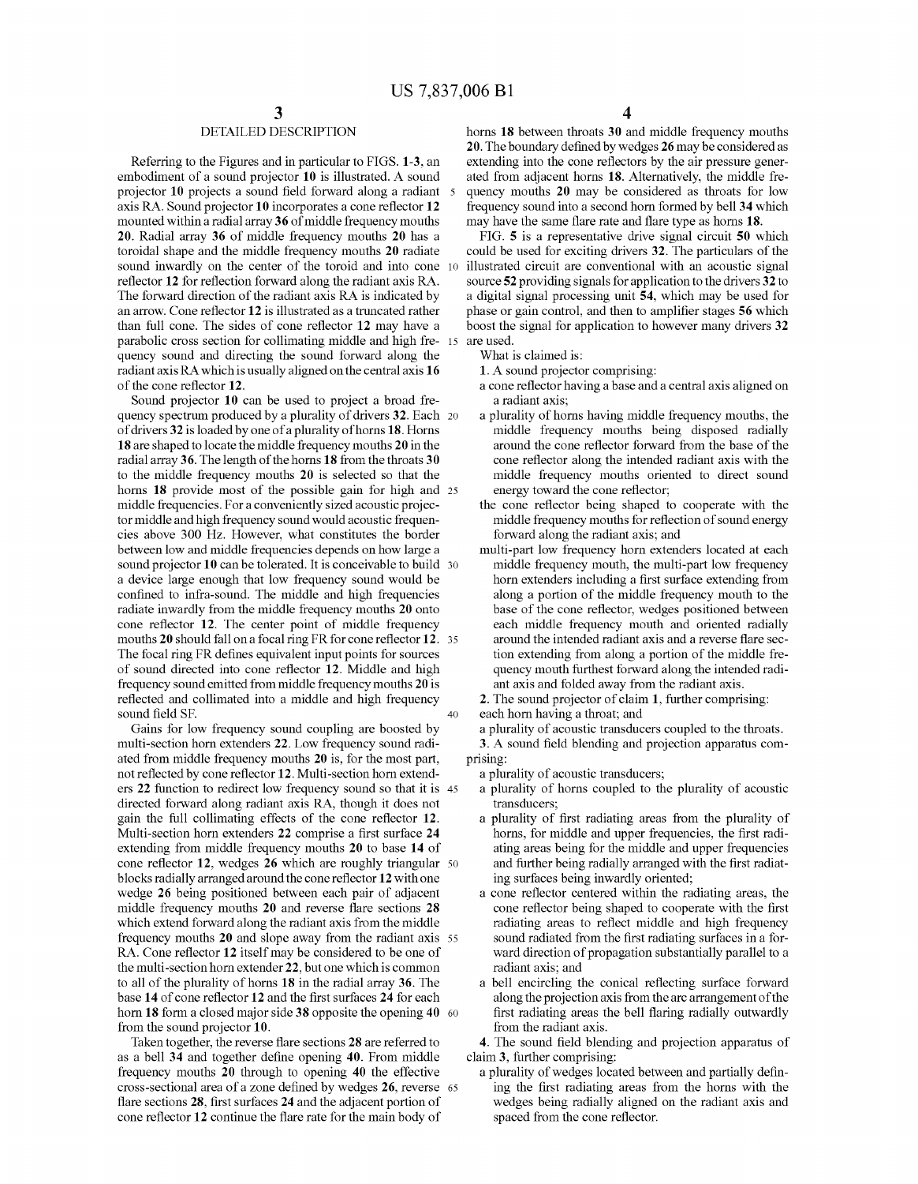## DETAILED DESCRIPTION

Referring to the Figures and in particular to FIGS. **1**-**3**, an embodiment of a sound projector **10** is illustrated. A sound projector **10** projects a sound field forward along a radiant axis RA. Sound projector **10** incorporates a cone reflector **12** mounted within a radial array **36** of middle frequency mouths **20**. Radial array **36** of middle frequency mouths **20** has a toroidal shape and the middle frequency mouths **20** radiate sound inwardly on the center of the toroid and into cone reflector **12** for reflection forward along the radiant axis RA. The forward direction of the radiant axis RA is indicated by an arrow. Cone reflector **12** is illustrated as a truncated rather than full cone. The sides of cone reflector **12** may have a parabolic cross section for collimating middle and high frequency sound and directing the sound forward along the radiant axis RA which is usually aligned on the central axis **16** of the cone reflector **12**.

Sound projector **10** can be used to project a broad frequency spectrum produced by a plurality of drivers **32**. Each of drivers **32** is loaded by one of a plurality of horns **18**. Horns **18** are shaped to locate the middle frequency mouths **20** in the radial array **36**. The length of the horns **18** from the throats **30** to the middle frequency mouths **20** is selected so that the horns **18** provide most of the possible gain for high and middle frequencies. For a conveniently sized acoustic projector middle and high frequency sound would acoustic frequencies above 300 Hz. However, what constitutes the border between low and middle frequencies depends on how large a sound projector **10** can be tolerated. It is conceivable to build a device large enough that low frequency sound would be confined to infra-sound. The middle and high frequencies radiate inwardly from the middle frequency mouths **20** onto cone reflector **12**. The center point of middle frequency mouths **20** should fall on a focal ring FR for cone reflector **12**. The focal ring FR defines equivalent input points for sources of sound directed into cone reflector **12**. Middle and high frequency sound emitted from middle frequency mouths **20** is reflected and collimated into a middle and high frequency sound field SF.

Gains for low frequency sound coupling are boosted by multi-section horn extenders **22**. Low frequency sound radiated from middle frequency mouths **20** is, for the most part, not reflected by cone reflector **12**. Multi-section horn extenders **22** function to redirect low frequency sound so that it is directed forward along radiant axis RA, though it does not gain the full collimating effects of the cone reflector **12**. Multi-section horn extenders **22** comprise a first surface **24** extending from middle frequency mouths **20** to base **14** of cone reflector **12**, wedges **26** which are roughly triangular blocks radially arranged around the cone reflector **12** with one wedge **26** being positioned between each pair of adjacent middle frequency mouths **20** and reverse flare sections **28** which extend forward along the radiant axis from the middle frequency mouths **20** and slope away from the radiant axis RA. Cone reflector **12** itself may be considered to be one of the multi-section horn extender **22**, but one which is common to all of the plurality of horns **18** in the radial array **36**. The base **14** of cone reflector **12** and the first surfaces **24** for each horn **18** form a closed major side **38** opposite the opening **40** from the sound projector **10**.

Taken together, the reverse flare sections **28** are referred to as a bell **34** and together define opening **40**. From middle frequency mouths **20** through to opening **40** the effective cross-sectional area of a zone defined by wedges **26**, reverse flare sections **28**, first surfaces **24** and the adjacent portion of cone reflector **12** continue the flare rate for the main body of horns **18** between throats **30** and middle frequency mouths **20**. The boundary defined by wedges **26** may be considered as extending into the cone reflectors by the air pressure generated from adjacent horns **18**. Alternatively, the middle frequency mouths **20** may be considered as throats for low frequency sound into a second horn formed by bell **34** which may have the same flare rate and flare type as horns **18**.

FIG. **5** is a representative drive signal circuit **50** which could be used for exciting drivers **32**. The particulars of the illustrated circuit are conventional with an acoustic signal source **52** providing signals for application to the drivers **32** to a digital signal processing unit **54**, which may be used for phase or gain control, and then to amplifier stages **56** which boost the signal for application to however many drivers **32** are used.

What is claimed is:

**1**. A sound projector comprising:

a cone reflector having a base and a central axis aligned on a radiant axis;

a plurality of horns having middle frequency mouths, the middle frequency mouths being disposed radially around the cone reflector forward from the base of the cone reflector along the intended radiant axis with the middle frequency mouths oriented to direct sound energy toward the cone reflector;

the cone reflector being shaped to cooperate with the middle frequency mouths for reflection of sound energy forward along the radiant axis; and

multi-part low frequency horn extenders located at each middle frequency mouth, the multi-part low frequency horn extenders including a first surface extending from along a portion of the middle frequency mouth to the base of the cone reflector, wedges positioned between each middle frequency mouth and oriented radially around the intended radiant axis and a reverse flare section extending from along a portion of the middle frequency mouth furthest forward along the intended radiant axis and folded away from the radiant axis.

**2**. The sound projector of claim **1**, further comprising:

each horn having a throat; and

a plurality of acoustic transducers coupled to the throats.

**3**. A sound field blending and projection apparatus comprising:

a plurality of acoustic transducers;

a plurality of horns coupled to the plurality of acoustic transducers;

a plurality of first radiating areas from the plurality of horns, for middle and upper frequencies, the first radiating areas being for the middle and upper frequencies and further being radially arranged with the first radiating surfaces being inwardly oriented;

a cone reflector centered within the radiating areas, the cone reflector being shaped to cooperate with the first radiating areas to reflect middle and high frequency sound radiated from the first radiating surfaces in a forward direction of propagation substantially parallel to a radiant axis; and

a bell encircling the conical reflecting surface forward along the projection axis from the arc arrangement of the first radiating areas the bell flaring radially outwardly from the radiant axis.

**4**. The sound field blending and projection apparatus of claim **3**, further comprising:

a plurality of wedges located between and partially defining the first radiating areas from the horns with the wedges being radially aligned on the radiant axis and spaced from the cone reflector.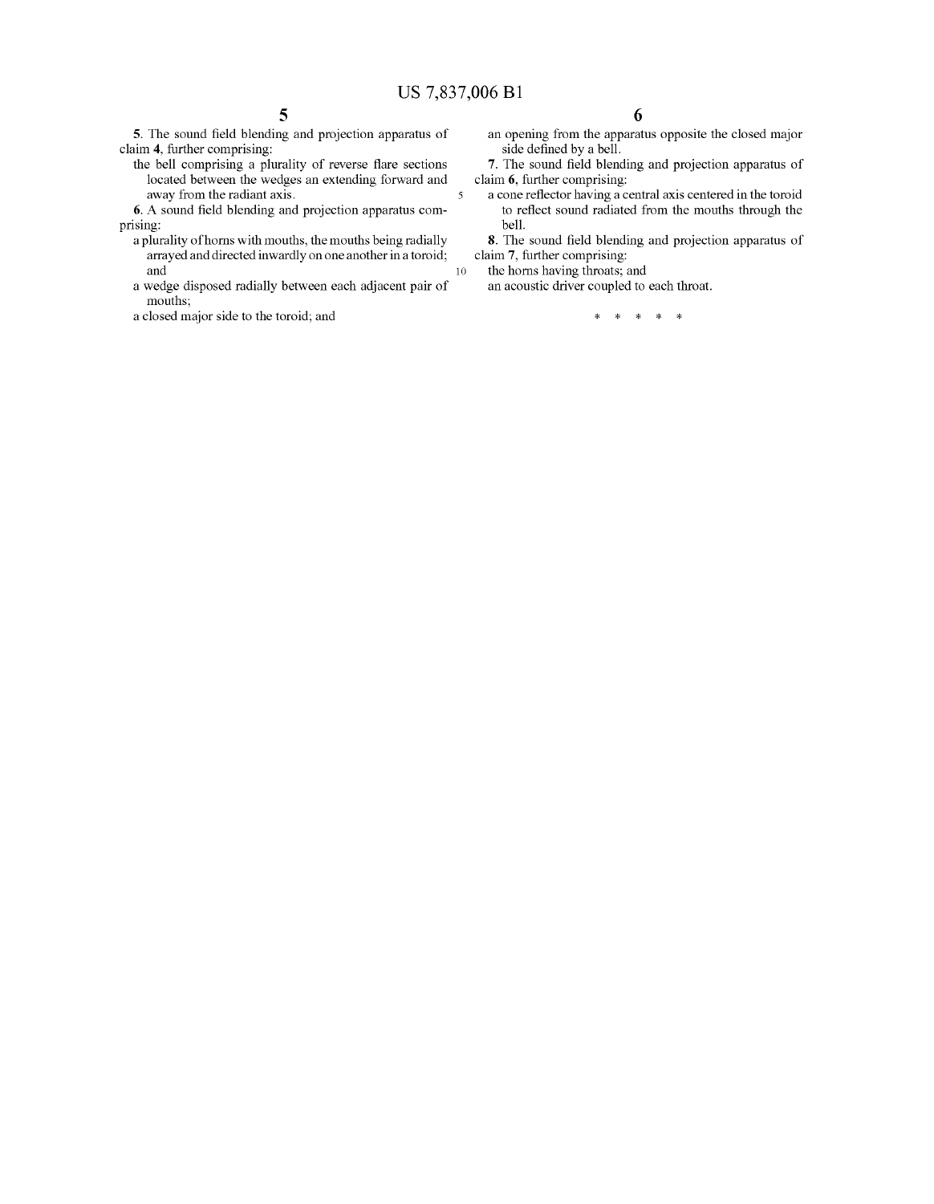5. The sound field blending and projection apparatus of claim 4, further comprising:

the bell comprising a plurality of reverse flare sections located between the wedges an extending forward and away from the radiant axis.

6. A sound field blending and projection apparatus comprising:

a plurality of horns with mouths, the mouths being radially arrayed and directed inwardly on one another in a toroid; and

a wedge disposed radially between each adjacent pair of mouths;

a closed major side to the toroid; and

an opening from the apparatus opposite the closed major side defined by a bell.

7. The sound field blending and projection apparatus of claim 6, further comprising:

a cone reflector having a central axis centered in the toroid to reflect sound radiated from the mouths through the bell.

8. The sound field blending and projection apparatus of claim 7, further comprising:

the horns having throats; and

an acoustic driver coupled to each throat.

* * * * *